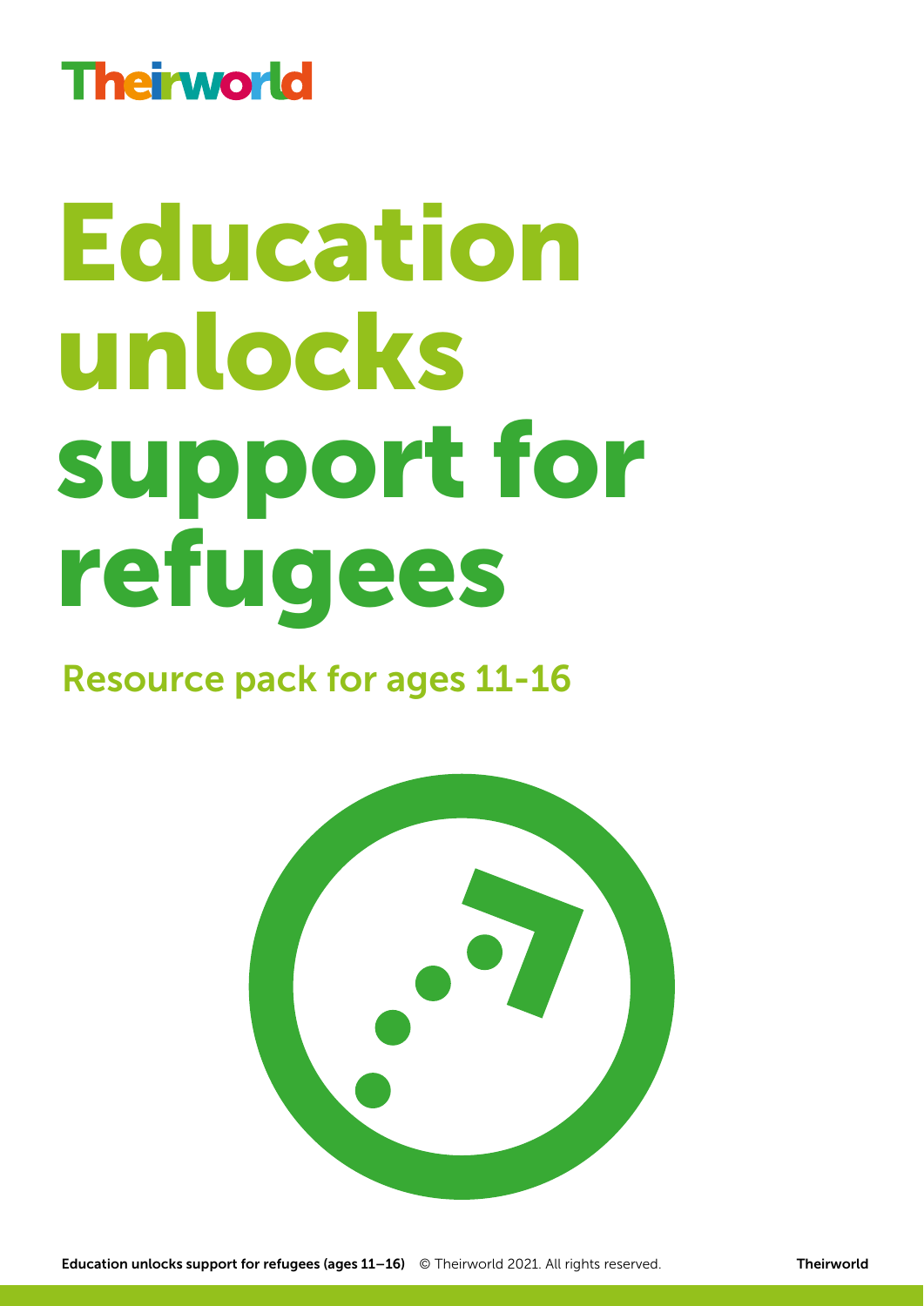Theirworld

# Education unlocks support for refugees

## Resource pack for ages 11-16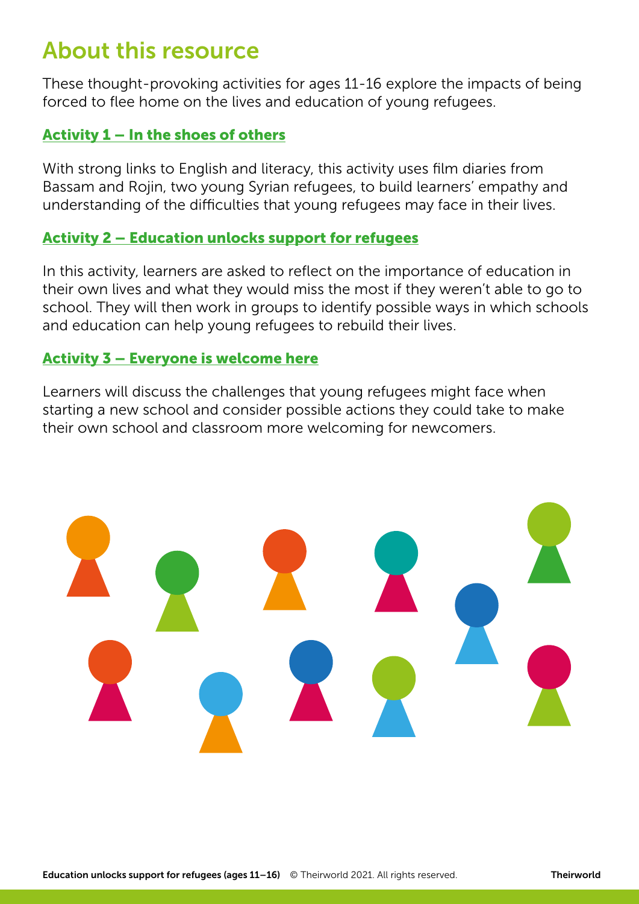# About this resource

These thought-provoking activities for ages 11-16 explore the impacts of being forced to flee home on the lives and education of young refugees.

## Activity 1 – In the shoes of others

With strong links to English and literacy, this activity uses film diaries from Bassam and Rojin, two young Syrian refugees, to build learners' empathy and understanding of the difficulties that young refugees may face in their lives.

## Activity 2 – Education unlocks support for refugees

In this activity, learners are asked to reflect on the importance of education in their own lives and what they would miss the most if they weren't able to go to school. They will then work in groups to identify possible ways in which schools and education can help young refugees to rebuild their lives.

## Activity 3 – Everyone is welcome here

Learners will discuss the challenges that young refugees might face when starting a new school and consider possible actions they could take to make their own school and classroom more welcoming for newcomers.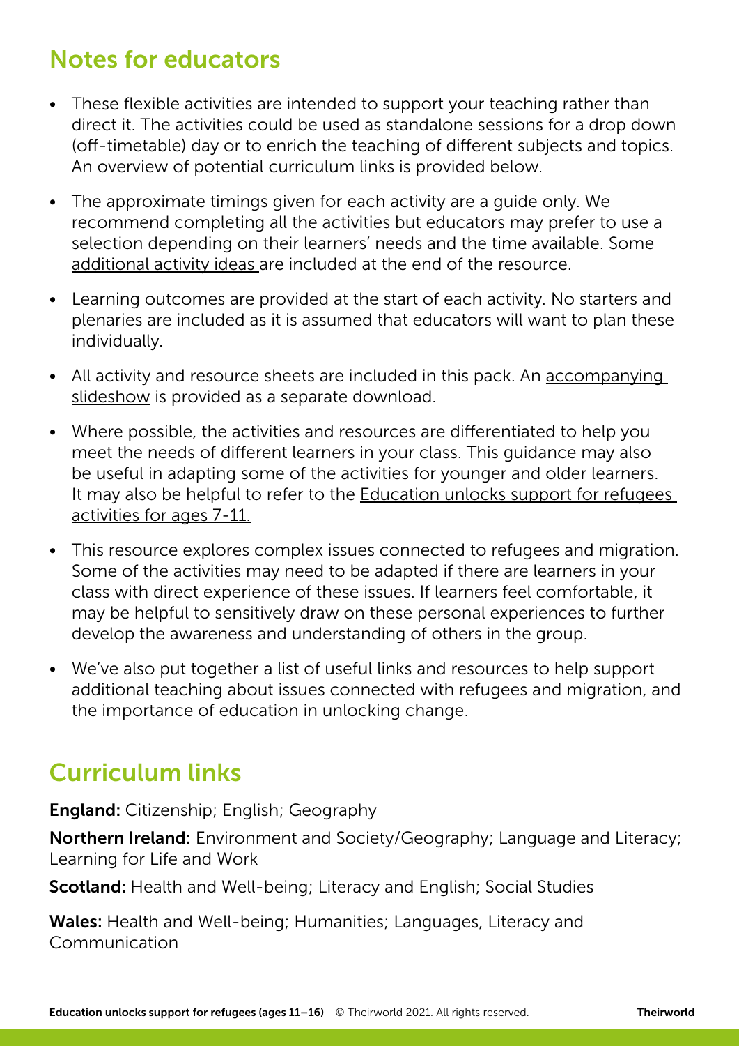## Notes for educators

- These flexible activities are intended to support your teaching rather than direct it. The activities could be used as standalone sessions for a drop down (off-timetable) day or to enrich the teaching of different subjects and topics. An overview of potential curriculum links is provided below.
- The approximate timings given for each activity are a guide only. We recommend completing all the activities but educators may prefer to use a selection depending on their learners' needs and the time available. Some additional activity ideas are included at the end of the resource.
- Learning outcomes are provided at the start of each activity. No starters and plenaries are included as it is assumed that educators will want to plan these individually.
- All activity and resource sheets are included in this pack. An accompanying slideshow is provided as a separate download.
- Where possible, the activities and resources are differentiated to help you meet the needs of different learners in your class. This guidance may also be useful in adapting some of the activities for younger and older learners. It may also be helpful to refer to the Education unlocks support for refugees activities for ages 7-11.
- This resource explores complex issues connected to refugees and migration. Some of the activities may need to be adapted if there are learners in your class with direct experience of these issues. If learners feel comfortable, it may be helpful to sensitively draw on these personal experiences to further develop the awareness and understanding of others in the group.
- We've also put together a list of useful links and resources to help support additional teaching about issues connected with refugees and migration, and the importance of education in unlocking change.

## Curriculum links

**England:** Citizenship; English; Geography

**Northern Ireland:** Environment and Society/Geography; Language and Literacy; Learning for Life and Work

**Scotland:** Health and Well-being; Literacy and English; Social Studies

**Wales:** Health and Well-being; Humanities; Languages, Literacy and Communication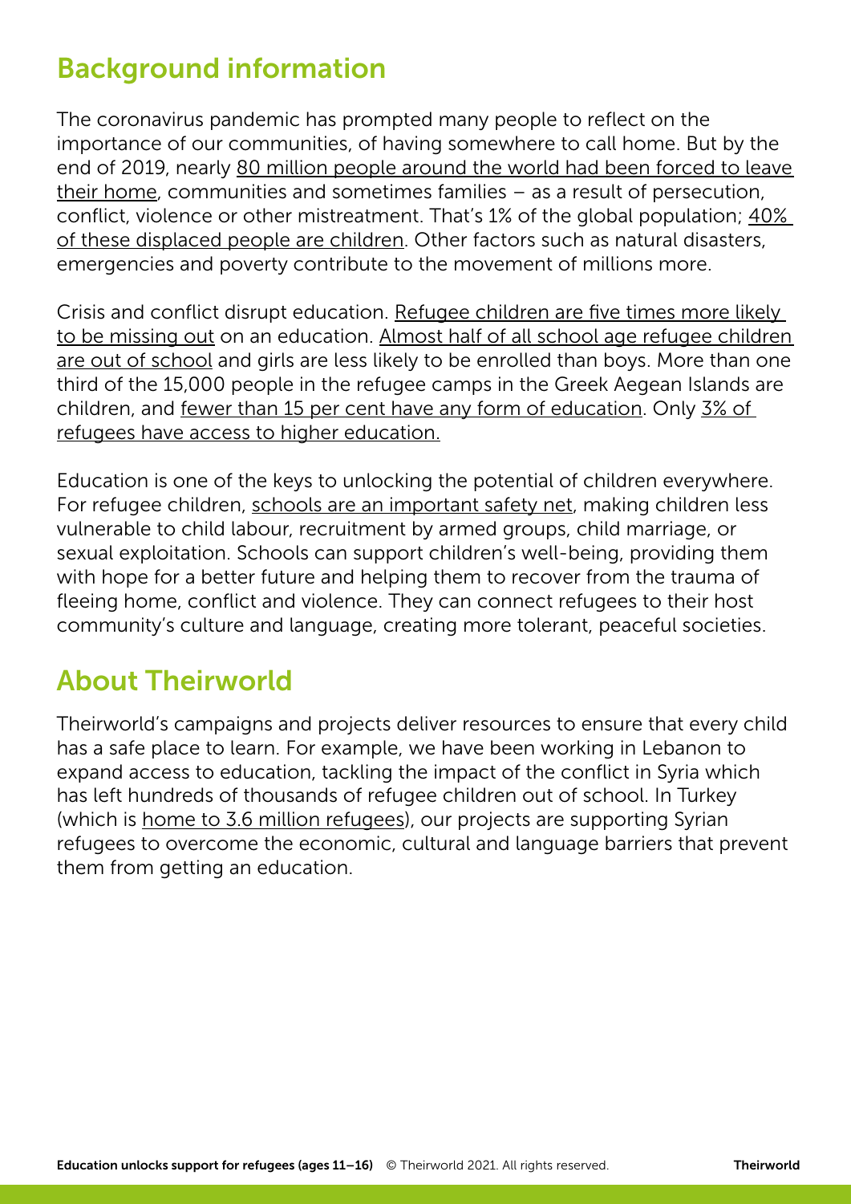## Background information

The coronavirus pandemic has prompted many people to reflect on the importance of our communities, of having somewhere to call home. But by the end of 2019, nearly 80 million people around the world had been forced to leave their home, communities and sometimes families – as a result of persecution, conflict, violence or other mistreatment. That's 1% of the global population; 40% of these displaced people are children. Other factors such as natural disasters, emergencies and poverty contribute to the movement of millions more.

Crisis and conflict disrupt education. Refugee children are five times more likely to be missing out on an education. Almost half of all school age refugee children are out of school and girls are less likely to be enrolled than boys. More than one third of the 15,000 people in the refugee camps in the Greek Aegean Islands are children, and fewer than 15 per cent have any form of education. Only 3% of refugees have access to higher education.

Education is one of the keys to unlocking the potential of children everywhere. For refugee children, schools are an important safety net, making children less vulnerable to child labour, recruitment by armed groups, child marriage, or sexual exploitation. Schools can support children's well-being, providing them with hope for a better future and helping them to recover from the trauma of fleeing home, conflict and violence. They can connect refugees to their host community's culture and language, creating more tolerant, peaceful societies.

## About Theirworld

Theirworld's campaigns and projects deliver resources to ensure that every child has a safe place to learn. For example, we have been working in Lebanon to expand access to education, tackling the impact of the conflict in Syria which has left hundreds of thousands of refugee children out of school. In Turkey (which is home to 3.6 million refugees), our projects are supporting Syrian refugees to overcome the economic, cultural and language barriers that prevent them from getting an education.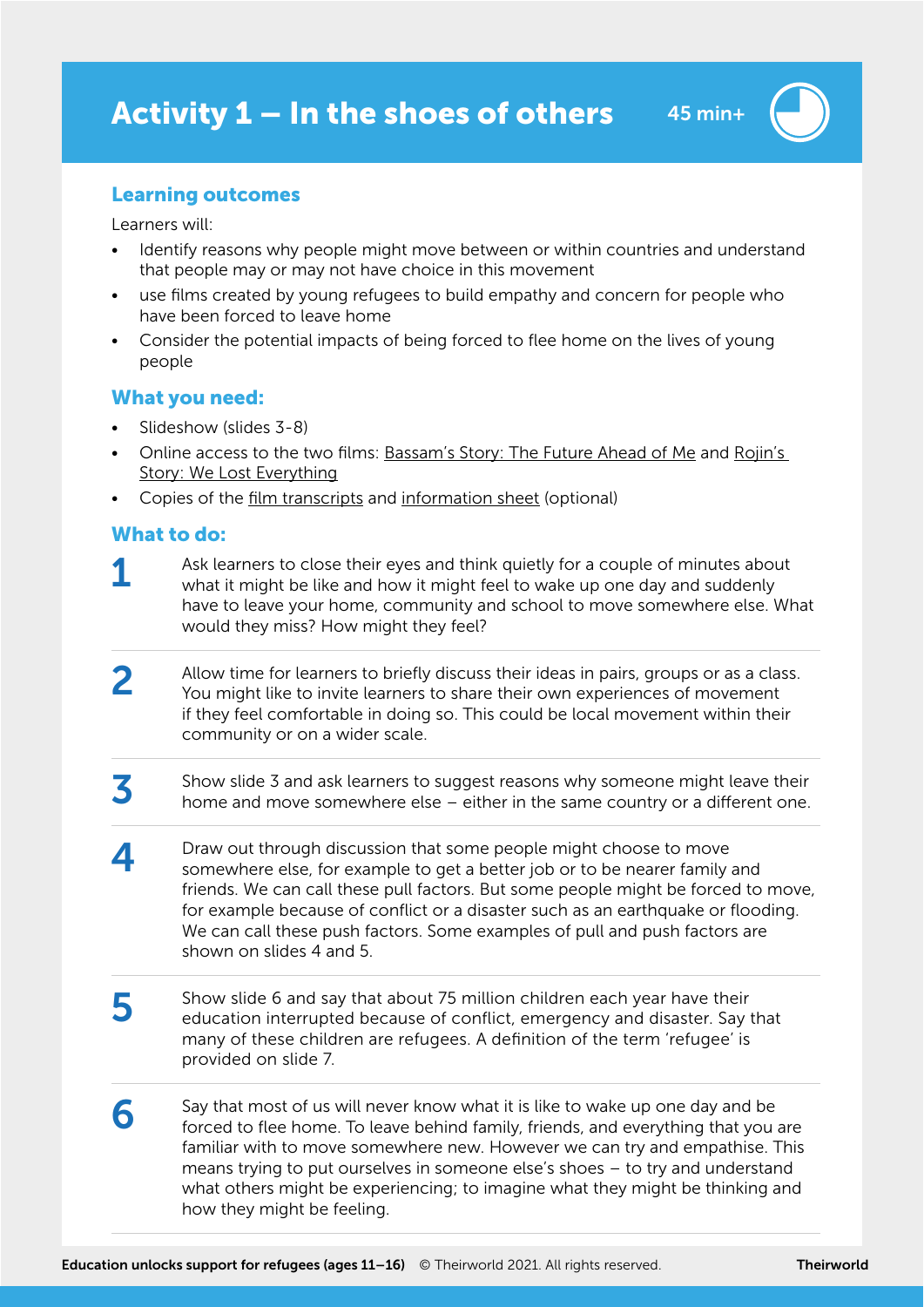# Activity 1 – In the shoes of others

45 min+

## Learning outcomes

Learners will:

- Identify reasons why people might move between or within countries and understand that people may or may not have choice in this movement
- use films created by young refugees to build empathy and concern for people who have been forced to leave home
- Consider the potential impacts of being forced to flee home on the lives of young people

## What you need:

- Slideshow (slides 3-8)
- Online access to the two films: Bassam's Story: The Future Ahead of Me and Rojin's Story: We Lost Everything
- Copies of the film transcripts and information sheet (optional)

## What to do:

1. Ask learners to close their eyes and think quietly for a couple of minutes about what it might be like and how it might feel to wake up one day and suddenly have to leave your home, community and school to move somewhere else. What would they miss? How might they feel?

2. Allow time for learners to briefly discuss their ideas in pairs, groups or as a class. You might like to invite learners to share their own experiences of movement if they feel comfortable in doing so. This could be local movement within their community or on a wider scale.

3. Show slide 3 and ask learners to suggest reasons why someone might leave their home and move somewhere else – either in the same country or a different one.

4. Draw out through discussion that some people might choose to move somewhere else, for example to get a better job or to be nearer family and friends. We can call these pull factors. But some people might be forced to move, for example because of conflict or a disaster such as an earthquake or flooding. We can call these push factors. Some examples of pull and push factors are shown on slides 4 and 5.

5. Show slide 6 and say that about 75 million children each year have their education interrupted because of conflict, emergency and disaster. Say that many of these children are refugees. A definition of the term 'refugee' is provided on slide 7.

6. Say that most of us will never know what it is like to wake up one day and be forced to flee home. To leave behind family, friends, and everything that you are familiar with to move somewhere new. However we can try and empathise. This means trying to put ourselves in someone else's shoes – to try and understand what others might be experiencing; to imagine what they might be thinking and how they might be feeling.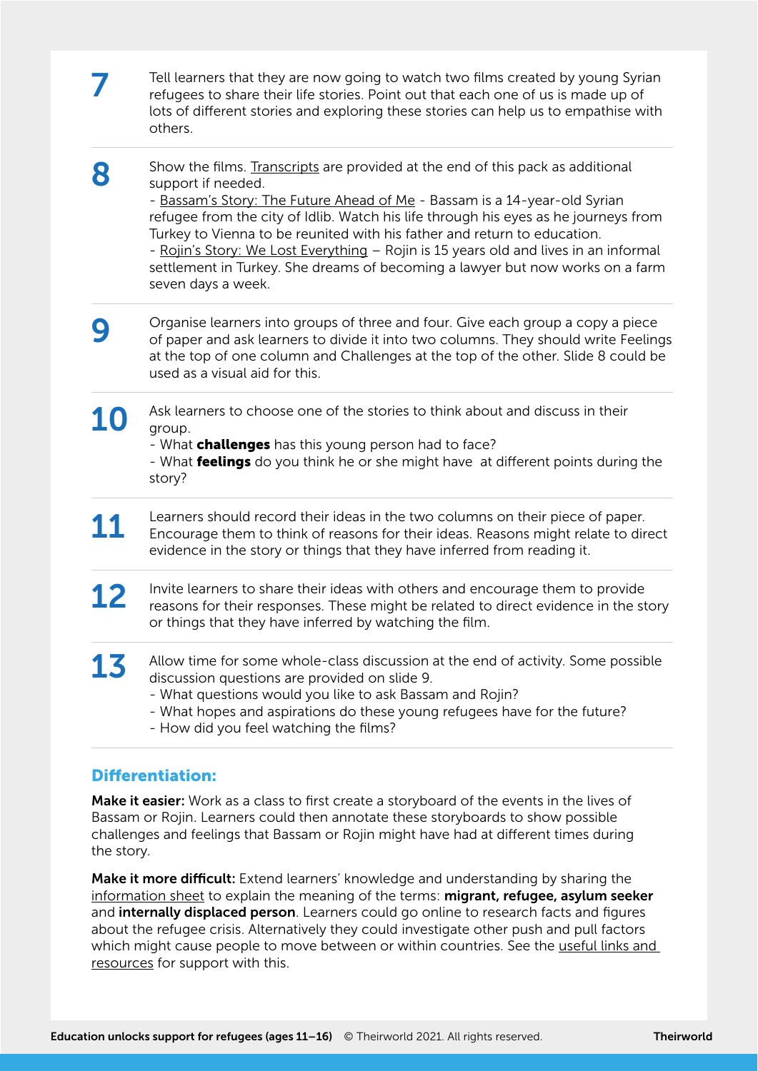7. Tell learners that they are now going to watch two films created by young Syrian refugees to share their life stories. Point out that each one of us is made up of lots of different stories and exploring these stories can help us to empathise with others.

8. Show the films. Transcripts are provided at the end of this pack as additional support if needed.
   - Bassam's Story: The Future Ahead of Me - Bassam is a 14-year-old Syrian refugee from the city of Idlib. Watch his life through his eyes as he journeys from Turkey to Vienna to be reunited with his father and return to education.
   - Rojin's Story: We Lost Everything – Rojin is 15 years old and lives in an informal settlement in Turkey. She dreams of becoming a lawyer but now works on a farm seven days a week.

9. Organise learners into groups of three and four. Give each group a copy a piece of paper and ask learners to divide it into two columns. They should write Feelings at the top of one column and Challenges at the top of the other. Slide 8 could be used as a visual aid for this.

10. Ask learners to choose one of the stories to think about and discuss in their group.
    - What **challenges** has this young person had to face?
    - What **feelings** do you think he or she might have at different points during the story?

11. Learners should record their ideas in the two columns on their piece of paper. Encourage them to think of reasons for their ideas. Reasons might relate to direct evidence in the story or things that they have inferred from reading it.

12. Invite learners to share their ideas with others and encourage them to provide reasons for their responses. These might be related to direct evidence in the story or things that they have inferred by watching the film.

13. Allow time for some whole-class discussion at the end of activity. Some possible discussion questions are provided on slide 9.
    - What questions would you like to ask Bassam and Rojin?
    - What hopes and aspirations do these young refugees have for the future?
    - How did you feel watching the films?

## Differentiation:

**Make it easier:** Work as a class to first create a storyboard of the events in the lives of Bassam or Rojin. Learners could then annotate these storyboards to show possible challenges and feelings that Bassam or Rojin might have had at different times during the story.

**Make it more difficult:** Extend learners' knowledge and understanding by sharing the information sheet to explain the meaning of the terms: **migrant, refugee, asylum seeker** and **internally displaced person**. Learners could go online to research facts and figures about the refugee crisis. Alternatively they could investigate other push and pull factors which might cause people to move between or within countries. See the useful links and resources for support with this.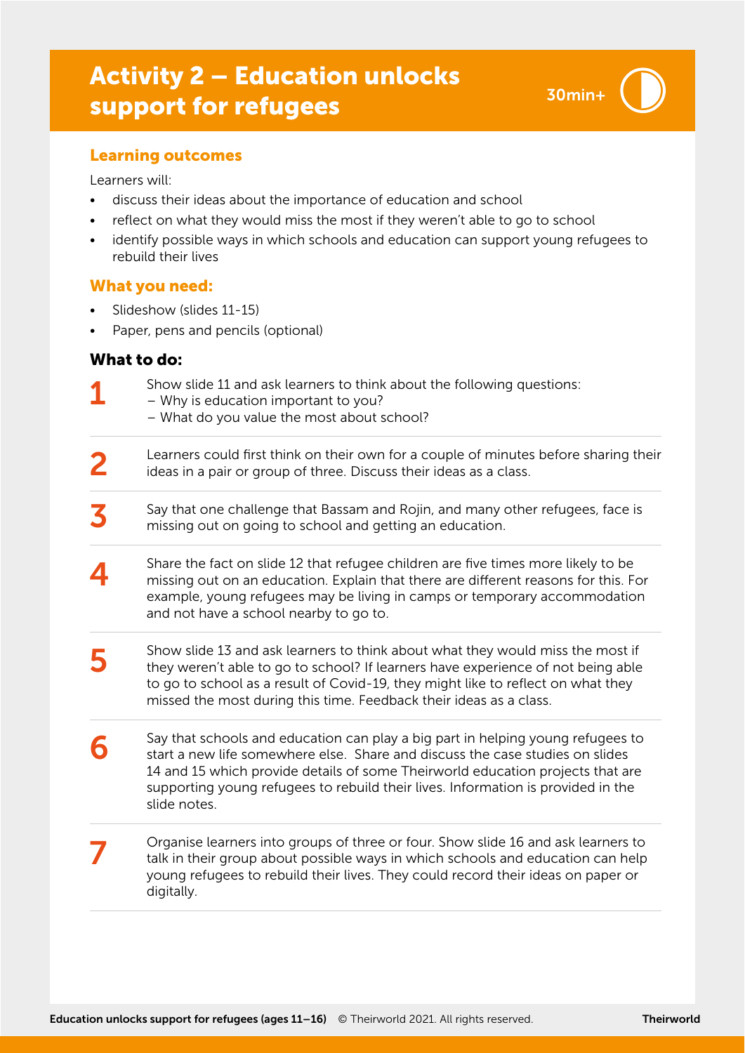# Activity 2 – Education unlocks support for refugees

30min+

## Learning outcomes

Learners will:

- discuss their ideas about the importance of education and school
- reflect on what they would miss the most if they weren't able to go to school
- identify possible ways in which schools and education can support young refugees to rebuild their lives

## What you need:

- Slideshow (slides 11-15)
- Paper, pens and pencils (optional)

## What to do:

1. Show slide 11 and ask learners to think about the following questions:
   – Why is education important to you?
   – What do you value the most about school?

2. Learners could first think on their own for a couple of minutes before sharing their ideas in a pair or group of three. Discuss their ideas as a class.

3. Say that one challenge that Bassam and Rojin, and many other refugees, face is missing out on going to school and getting an education.

4. Share the fact on slide 12 that refugee children are five times more likely to be missing out on an education. Explain that there are different reasons for this. For example, young refugees may be living in camps or temporary accommodation and not have a school nearby to go to.

5. Show slide 13 and ask learners to think about what they would miss the most if they weren't able to go to school? If learners have experience of not being able to go to school as a result of Covid-19, they might like to reflect on what they missed the most during this time. Feedback their ideas as a class.

6. Say that schools and education can play a big part in helping young refugees to start a new life somewhere else. Share and discuss the case studies on slides 14 and 15 which provide details of some Theirworld education projects that are supporting young refugees to rebuild their lives. Information is provided in the slide notes.

7. Organise learners into groups of three or four. Show slide 16 and ask learners to talk in their group about possible ways in which schools and education can help young refugees to rebuild their lives. They could record their ideas on paper or digitally.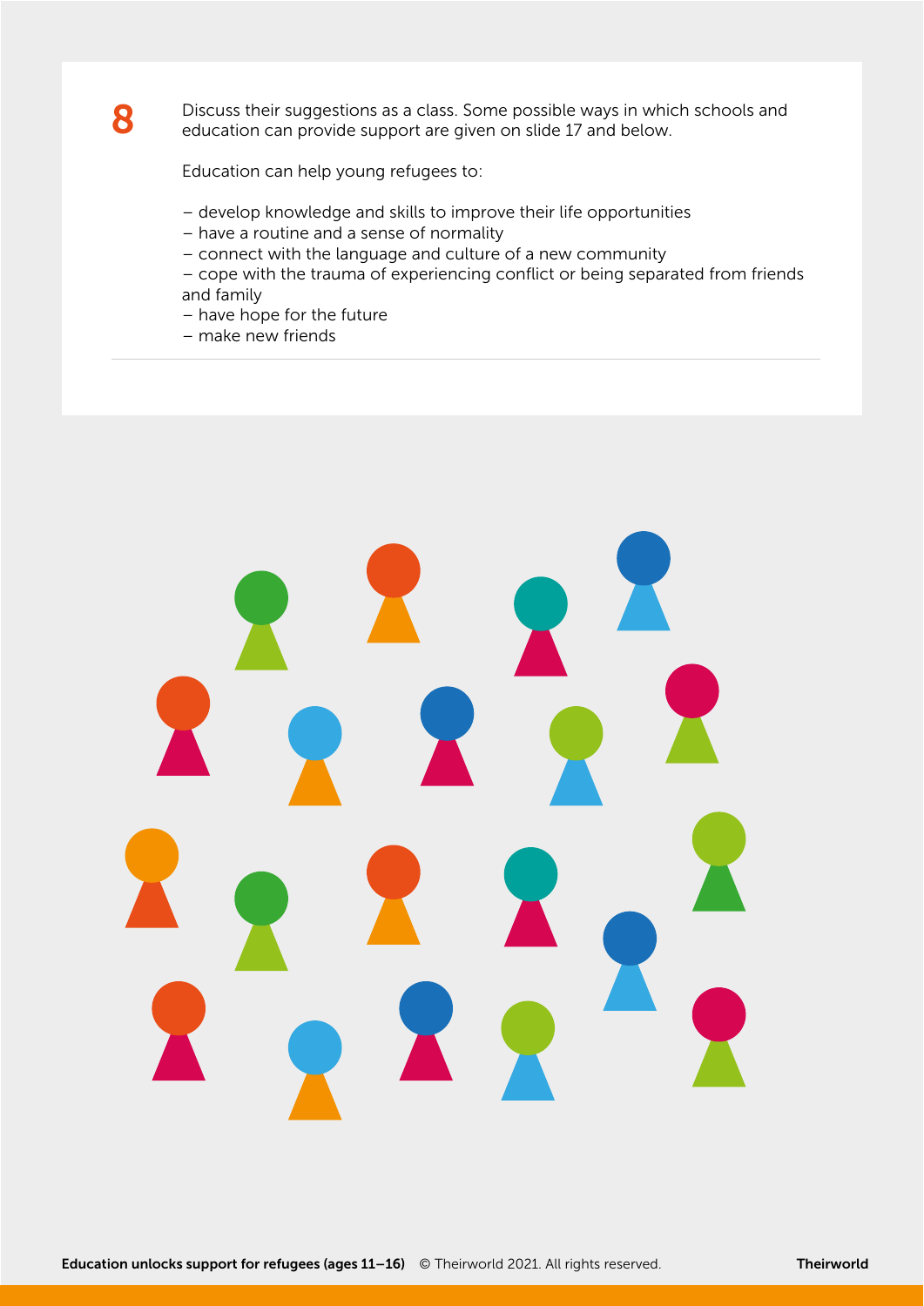**8**

Discuss their suggestions as a class. Some possible ways in which schools and education can provide support are given on slide 17 and below.

Education can help young refugees to:

- develop knowledge and skills to improve their life opportunities
- have a routine and a sense of normality
- connect with the language and culture of a new community
- cope with the trauma of experiencing conflict or being separated from friends and family
- have hope for the future
- make new friends

---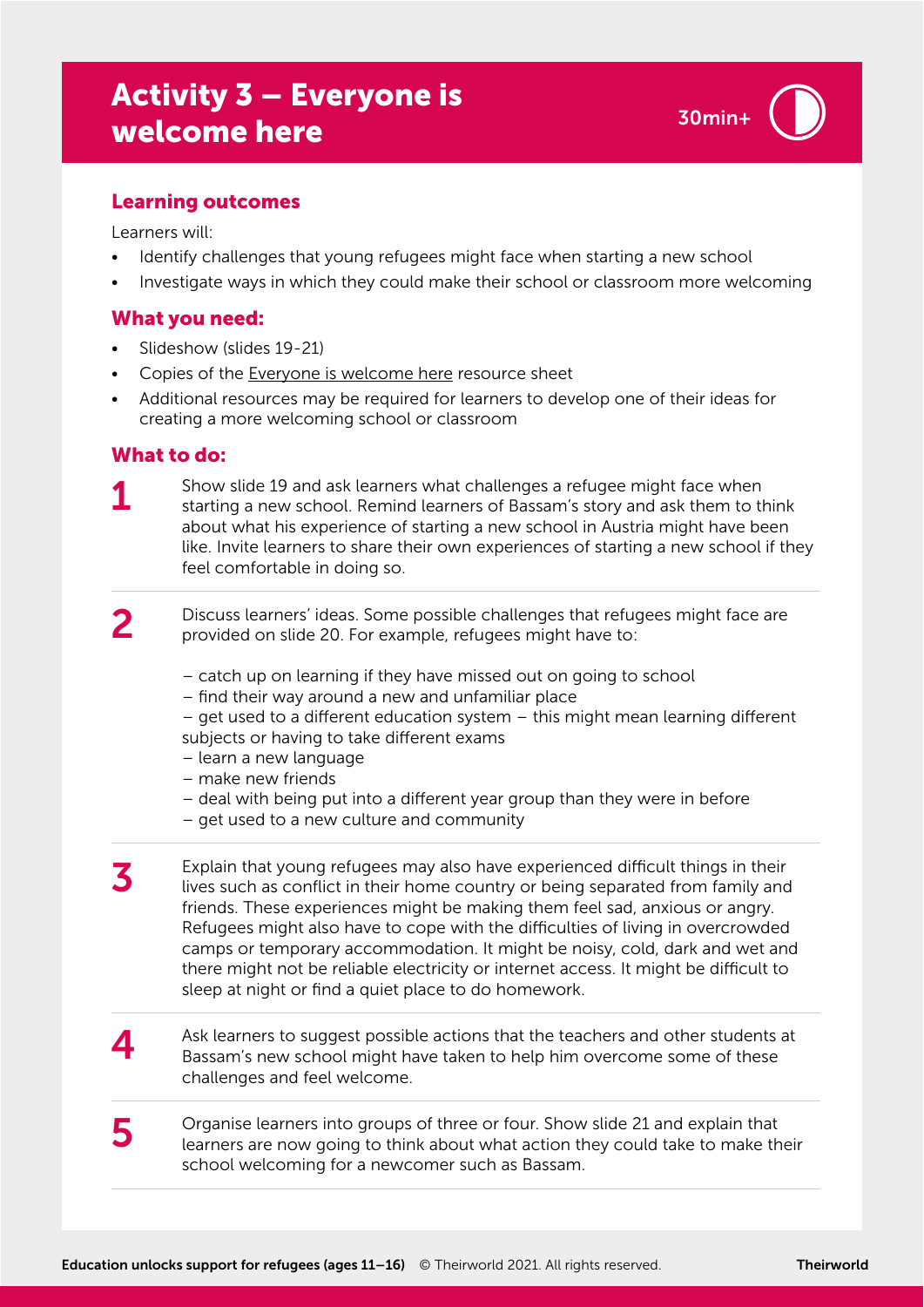# Activity 3 – Everyone is welcome here

30min+

## Learning outcomes

Learners will:

- Identify challenges that young refugees might face when starting a new school
- Investigate ways in which they could make their school or classroom more welcoming

## What you need:

- Slideshow (slides 19-21)
- Copies of the Everyone is welcome here resource sheet
- Additional resources may be required for learners to develop one of their ideas for creating a more welcoming school or classroom

## What to do:

1. Show slide 19 and ask learners what challenges a refugee might face when starting a new school. Remind learners of Bassam's story and ask them to think about what his experience of starting a new school in Austria might have been like. Invite learners to share their own experiences of starting a new school if they feel comfortable in doing so.

2. Discuss learners' ideas. Some possible challenges that refugees might face are provided on slide 20. For example, refugees might have to:

   – catch up on learning if they have missed out on going to school
   – find their way around a new and unfamiliar place
   – get used to a different education system – this might mean learning different subjects or having to take different exams
   – learn a new language
   – make new friends
   – deal with being put into a different year group than they were in before
   – get used to a new culture and community

3. Explain that young refugees may also have experienced difficult things in their lives such as conflict in their home country or being separated from family and friends. These experiences might be making them feel sad, anxious or angry. Refugees might also have to cope with the difficulties of living in overcrowded camps or temporary accommodation. It might be noisy, cold, dark and wet and there might not be reliable electricity or internet access. It might be difficult to sleep at night or find a quiet place to do homework.

4. Ask learners to suggest possible actions that the teachers and other students at Bassam's new school might have taken to help him overcome some of these challenges and feel welcome.

5. Organise learners into groups of three or four. Show slide 21 and explain that learners are now going to think about what action they could take to make their school welcoming for a newcomer such as Bassam.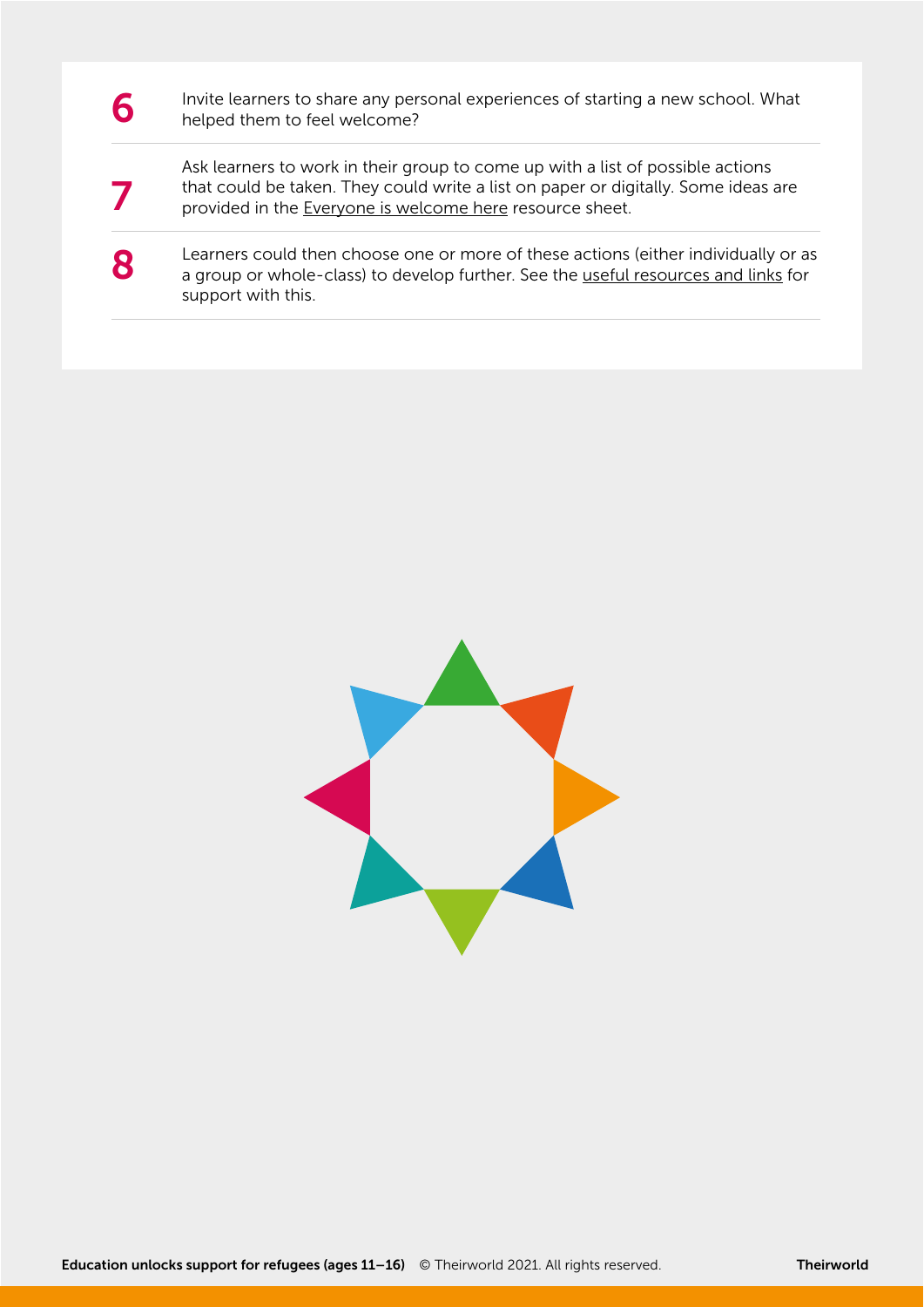6. Invite learners to share any personal experiences of starting a new school. What helped them to feel welcome?

7. Ask learners to work in their group to come up with a list of possible actions that could be taken. They could write a list on paper or digitally. Some ideas are provided in the Everyone is welcome here resource sheet.

8. Learners could then choose one or more of these actions (either individually or as a group or whole-class) to develop further. See the useful resources and links for support with this.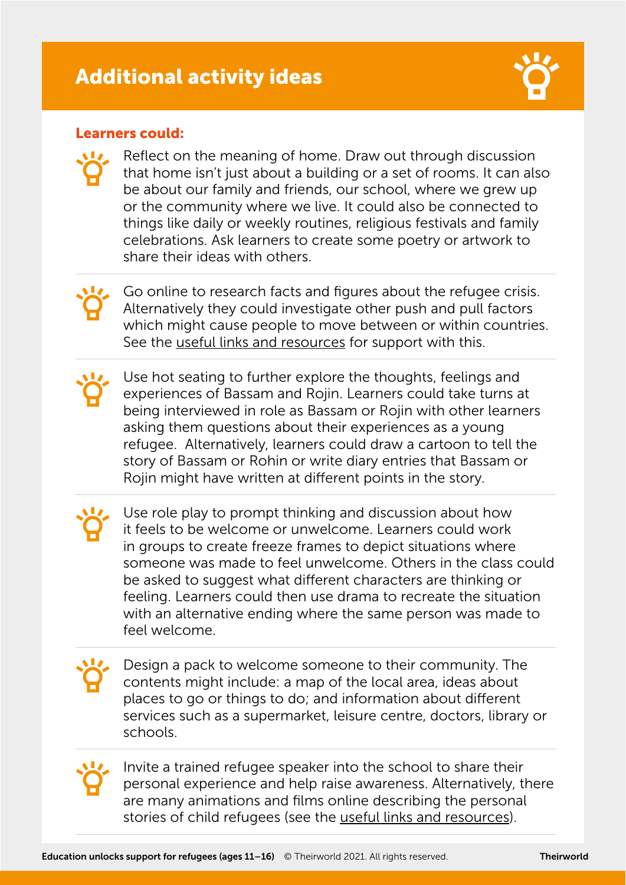# Additional activity ideas

**Learners could:**

- Reflect on the meaning of home. Draw out through discussion that home isn't just about a building or a set of rooms. It can also be about our family and friends, our school, where we grew up or the community where we live. It could also be connected to things like daily or weekly routines, religious festivals and family celebrations. Ask learners to create some poetry or artwork to share their ideas with others.

- Go online to research facts and figures about the refugee crisis. Alternatively they could investigate other push and pull factors which might cause people to move between or within countries. See the useful links and resources for support with this.

- Use hot seating to further explore the thoughts, feelings and experiences of Bassam and Rojin. Learners could take turns at being interviewed in role as Bassam or Rojin with other learners asking them questions about their experiences as a young refugee. Alternatively, learners could draw a cartoon to tell the story of Bassam or Rohin or write diary entries that Bassam or Rojin might have written at different points in the story.

- Use role play to prompt thinking and discussion about how it feels to be welcome or unwelcome. Learners could work in groups to create freeze frames to depict situations where someone was made to feel unwelcome. Others in the class could be asked to suggest what different characters are thinking or feeling. Learners could then use drama to recreate the situation with an alternative ending where the same person was made to feel welcome.

- Design a pack to welcome someone to their community. The contents might include: a map of the local area, ideas about places to go or things to do; and information about different services such as a supermarket, leisure centre, doctors, library or schools.

- Invite a trained refugee speaker into the school to share their personal experience and help raise awareness. Alternatively, there are many animations and films online describing the personal stories of child refugees (see the useful links and resources).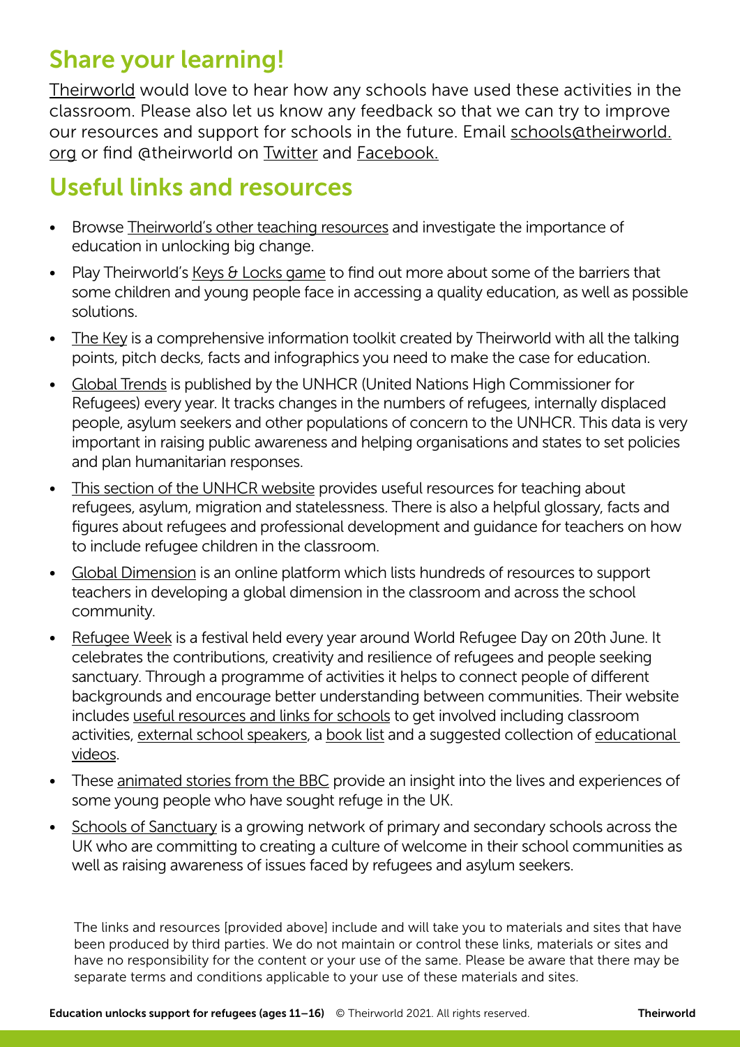## Share your learning!

Theirworld would love to hear how any schools have used these activities in the classroom. Please also let us know any feedback so that we can try to improve our resources and support for schools in the future. Email schools@theirworld.org or find @theirworld on Twitter and Facebook.

## Useful links and resources

- Browse Theirworld's other teaching resources and investigate the importance of education in unlocking big change.
- Play Theirworld's Keys & Locks game to find out more about some of the barriers that some children and young people face in accessing a quality education, as well as possible solutions.
- The Key is a comprehensive information toolkit created by Theirworld with all the talking points, pitch decks, facts and infographics you need to make the case for education.
- Global Trends is published by the UNHCR (United Nations High Commissioner for Refugees) every year. It tracks changes in the numbers of refugees, internally displaced people, asylum seekers and other populations of concern to the UNHCR. This data is very important in raising public awareness and helping organisations and states to set policies and plan humanitarian responses.
- This section of the UNHCR website provides useful resources for teaching about refugees, asylum, migration and statelessness. There is also a helpful glossary, facts and figures about refugees and professional development and guidance for teachers on how to include refugee children in the classroom.
- Global Dimension is an online platform which lists hundreds of resources to support teachers in developing a global dimension in the classroom and across the school community.
- Refugee Week is a festival held every year around World Refugee Day on 20th June. It celebrates the contributions, creativity and resilience of refugees and people seeking sanctuary. Through a programme of activities it helps to connect people of different backgrounds and encourage better understanding between communities. Their website includes useful resources and links for schools to get involved including classroom activities, external school speakers, a book list and a suggested collection of educational videos.
- These animated stories from the BBC provide an insight into the lives and experiences of some young people who have sought refuge in the UK.
- Schools of Sanctuary is a growing network of primary and secondary schools across the UK who are committing to creating a culture of welcome in their school communities as well as raising awareness of issues faced by refugees and asylum seekers.

The links and resources [provided above] include and will take you to materials and sites that have been produced by third parties. We do not maintain or control these links, materials or sites and have no responsibility for the content or your use of the same. Please be aware that there may be separate terms and conditions applicable to your use of these materials and sites.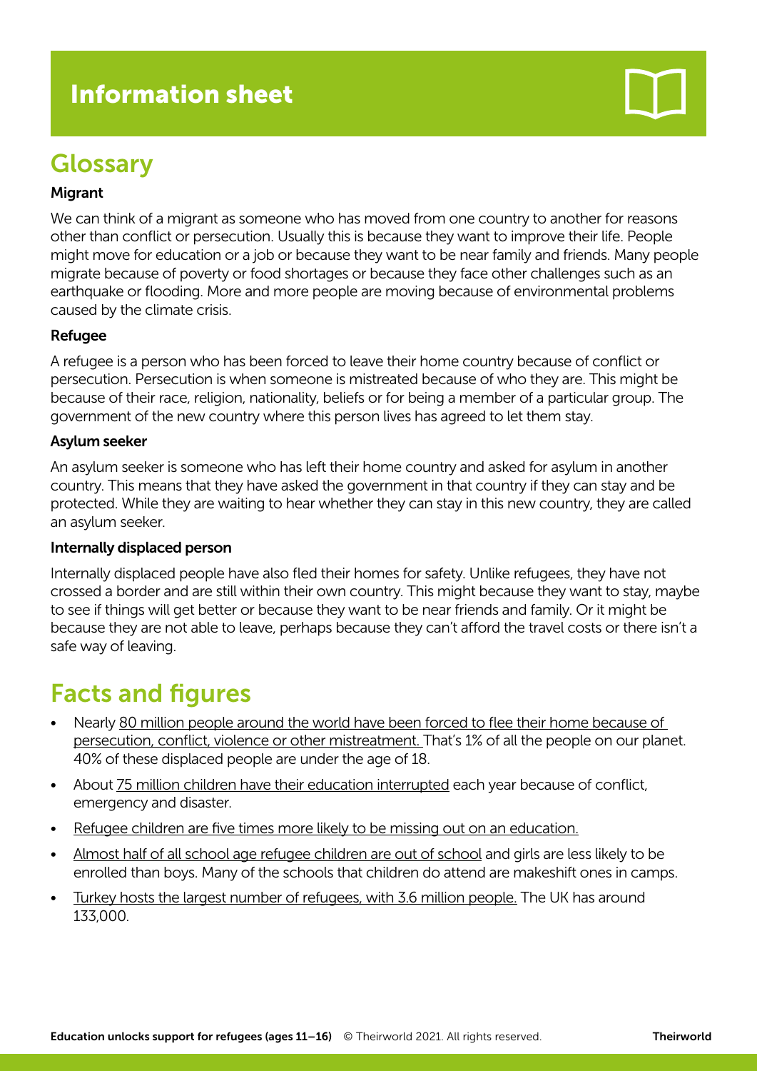# Information sheet

## Glossary

**Migrant**

We can think of a migrant as someone who has moved from one country to another for reasons other than conflict or persecution. Usually this is because they want to improve their life. People might move for education or a job or because they want to be near family and friends. Many people migrate because of poverty or food shortages or because they face other challenges such as an earthquake or flooding. More and more people are moving because of environmental problems caused by the climate crisis.

**Refugee**

A refugee is a person who has been forced to leave their home country because of conflict or persecution. Persecution is when someone is mistreated because of who they are. This might be because of their race, religion, nationality, beliefs or for being a member of a particular group. The government of the new country where this person lives has agreed to let them stay.

**Asylum seeker**

An asylum seeker is someone who has left their home country and asked for asylum in another country. This means that they have asked the government in that country if they can stay and be protected. While they are waiting to hear whether they can stay in this new country, they are called an asylum seeker.

**Internally displaced person**

Internally displaced people have also fled their homes for safety. Unlike refugees, they have not crossed a border and are still within their own country. This might because they want to stay, maybe to see if things will get better or because they want to be near friends and family. Or it might be because they are not able to leave, perhaps because they can't afford the travel costs or there isn't a safe way of leaving.

## Facts and figures

- Nearly 80 million people around the world have been forced to flee their home because of persecution, conflict, violence or other mistreatment. That's 1% of all the people on our planet. 40% of these displaced people are under the age of 18.
- About 75 million children have their education interrupted each year because of conflict, emergency and disaster.
- Refugee children are five times more likely to be missing out on an education.
- Almost half of all school age refugee children are out of school and girls are less likely to be enrolled than boys. Many of the schools that children do attend are makeshift ones in camps.
- Turkey hosts the largest number of refugees, with 3.6 million people. The UK has around 133,000.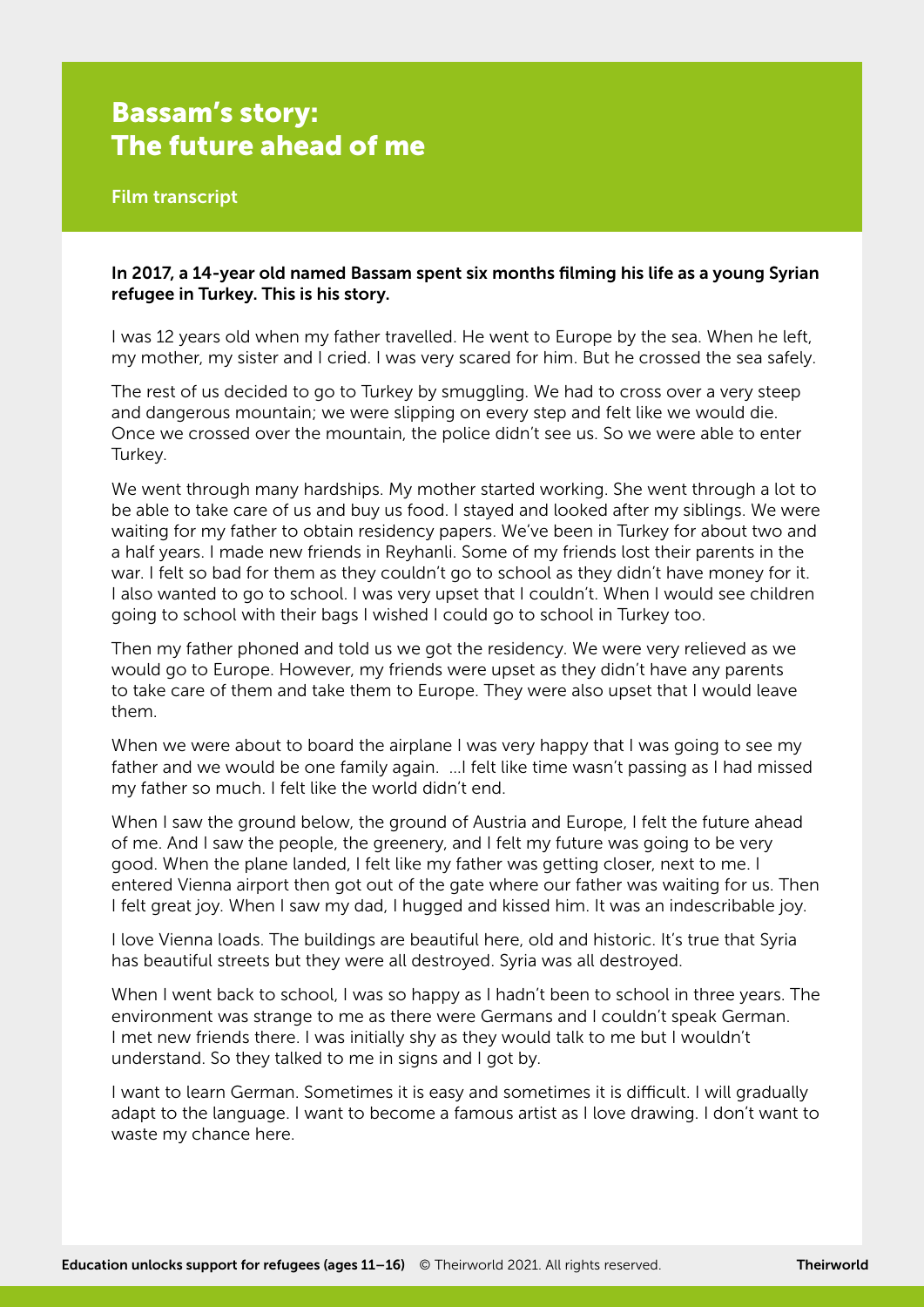# Bassam's story: The future ahead of me

## Film transcript

**In 2017, a 14-year old named Bassam spent six months filming his life as a young Syrian refugee in Turkey. This is his story.**

I was 12 years old when my father travelled. He went to Europe by the sea. When he left, my mother, my sister and I cried. I was very scared for him. But he crossed the sea safely.

The rest of us decided to go to Turkey by smuggling. We had to cross over a very steep and dangerous mountain; we were slipping on every step and felt like we would die. Once we crossed over the mountain, the police didn't see us. So we were able to enter Turkey.

We went through many hardships. My mother started working. She went through a lot to be able to take care of us and buy us food. I stayed and looked after my siblings. We were waiting for my father to obtain residency papers. We've been in Turkey for about two and a half years. I made new friends in Reyhanli. Some of my friends lost their parents in the war. I felt so bad for them as they couldn't go to school as they didn't have money for it. I also wanted to go to school. I was very upset that I couldn't. When I would see children going to school with their bags I wished I could go to school in Turkey too.

Then my father phoned and told us we got the residency. We were very relieved as we would go to Europe. However, my friends were upset as they didn't have any parents to take care of them and take them to Europe. They were also upset that I would leave them.

When we were about to board the airplane I was very happy that I was going to see my father and we would be one family again. ...I felt like time wasn't passing as I had missed my father so much. I felt like the world didn't end.

When I saw the ground below, the ground of Austria and Europe, I felt the future ahead of me. And I saw the people, the greenery, and I felt my future was going to be very good. When the plane landed, I felt like my father was getting closer, next to me. I entered Vienna airport then got out of the gate where our father was waiting for us. Then I felt great joy. When I saw my dad, I hugged and kissed him. It was an indescribable joy.

I love Vienna loads. The buildings are beautiful here, old and historic. It's true that Syria has beautiful streets but they were all destroyed. Syria was all destroyed.

When I went back to school, I was so happy as I hadn't been to school in three years. The environment was strange to me as there were Germans and I couldn't speak German. I met new friends there. I was initially shy as they would talk to me but I wouldn't understand. So they talked to me in signs and I got by.

I want to learn German. Sometimes it is easy and sometimes it is difficult. I will gradually adapt to the language. I want to become a famous artist as I love drawing. I don't want to waste my chance here.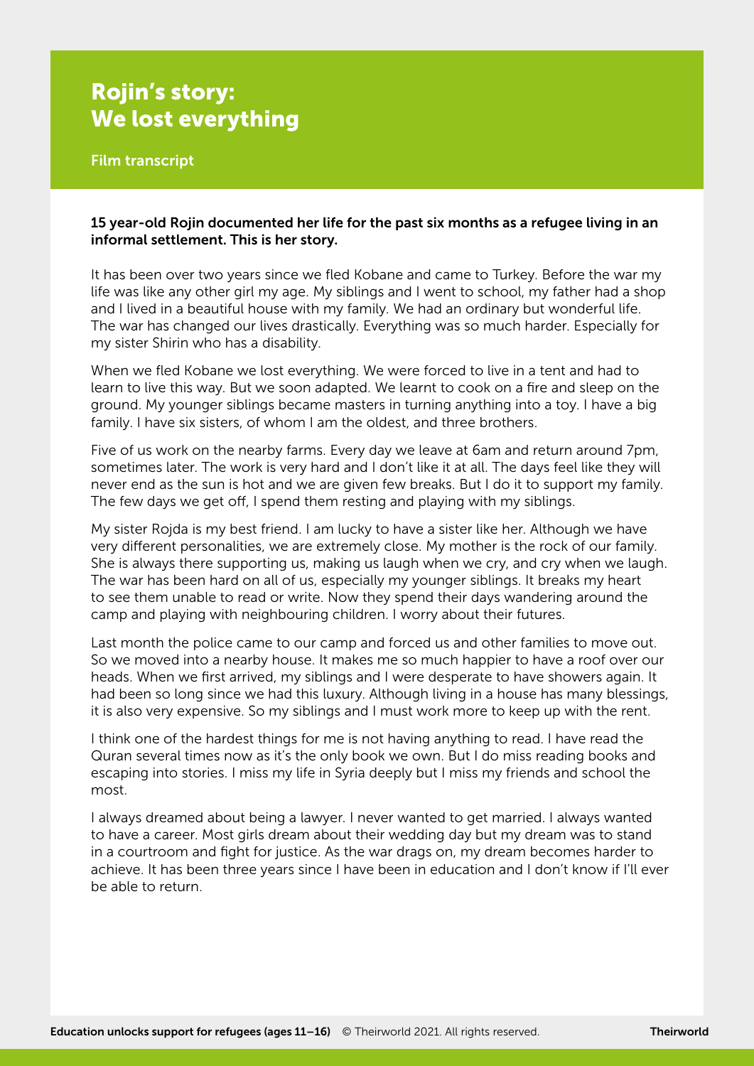# Rojin's story: We lost everything

Film transcript

**15 year-old Rojin documented her life for the past six months as a refugee living in an informal settlement. This is her story.**

It has been over two years since we fled Kobane and came to Turkey. Before the war my life was like any other girl my age. My siblings and I went to school, my father had a shop and I lived in a beautiful house with my family. We had an ordinary but wonderful life. The war has changed our lives drastically. Everything was so much harder. Especially for my sister Shirin who has a disability.

When we fled Kobane we lost everything. We were forced to live in a tent and had to learn to live this way. But we soon adapted. We learnt to cook on a fire and sleep on the ground. My younger siblings became masters in turning anything into a toy. I have a big family. I have six sisters, of whom I am the oldest, and three brothers.

Five of us work on the nearby farms. Every day we leave at 6am and return around 7pm, sometimes later. The work is very hard and I don't like it at all. The days feel like they will never end as the sun is hot and we are given few breaks. But I do it to support my family. The few days we get off, I spend them resting and playing with my siblings.

My sister Rojda is my best friend. I am lucky to have a sister like her. Although we have very different personalities, we are extremely close. My mother is the rock of our family. She is always there supporting us, making us laugh when we cry, and cry when we laugh. The war has been hard on all of us, especially my younger siblings. It breaks my heart to see them unable to read or write. Now they spend their days wandering around the camp and playing with neighbouring children. I worry about their futures.

Last month the police came to our camp and forced us and other families to move out. So we moved into a nearby house. It makes me so much happier to have a roof over our heads. When we first arrived, my siblings and I were desperate to have showers again. It had been so long since we had this luxury. Although living in a house has many blessings, it is also very expensive. So my siblings and I must work more to keep up with the rent.

I think one of the hardest things for me is not having anything to read. I have read the Quran several times now as it's the only book we own. But I do miss reading books and escaping into stories. I miss my life in Syria deeply but I miss my friends and school the most.

I always dreamed about being a lawyer. I never wanted to get married. I always wanted to have a career. Most girls dream about their wedding day but my dream was to stand in a courtroom and fight for justice. As the war drags on, my dream becomes harder to achieve. It has been three years since I have been in education and I don't know if I'll ever be able to return.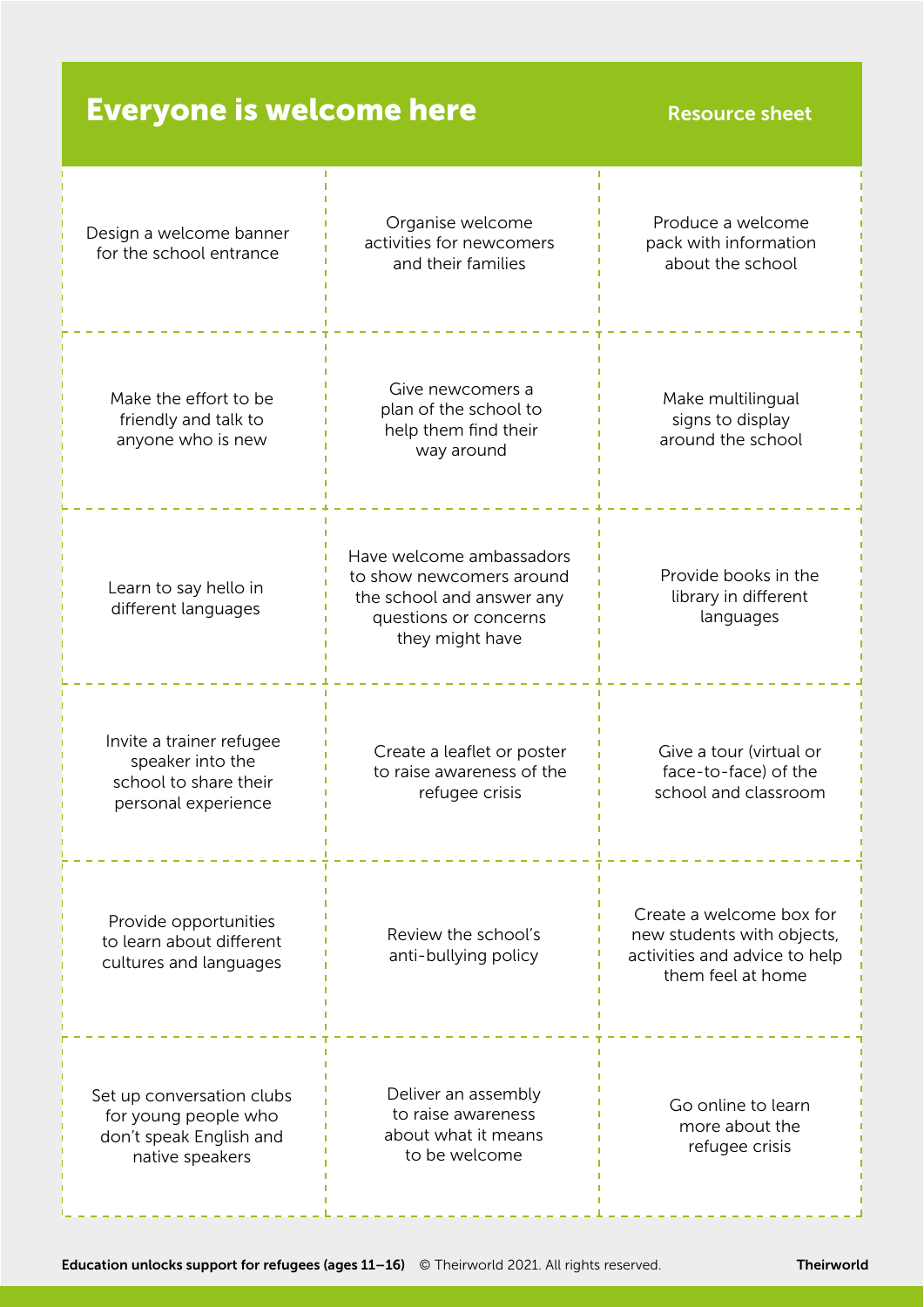# Everyone is welcome here

Resource sheet

| | | |
|---|---|---|
| Design a welcome banner for the school entrance | Organise welcome activities for newcomers and their families | Produce a welcome pack with information about the school |
| Make the effort to be friendly and talk to anyone who is new | Give newcomers a plan of the school to help them find their way around | Make multilingual signs to display around the school |
| Learn to say hello in different languages | Have welcome ambassadors to show newcomers around the school and answer any questions or concerns they might have | Provide books in the library in different languages |
| Invite a trainer refugee speaker into the school to share their personal experience | Create a leaflet or poster to raise awareness of the refugee crisis | Give a tour (virtual or face-to-face) of the school and classroom |
| Provide opportunities to learn about different cultures and languages | Review the school's anti-bullying policy | Create a welcome box for new students with objects, activities and advice to help them feel at home |
| Set up conversation clubs for young people who don't speak English and native speakers | Deliver an assembly to raise awareness about what it means to be welcome | Go online to learn more about the refugee crisis |

**Education unlocks support for refugees (ages 11–16)** © Theirworld 2021. All rights reserved. **Theirworld**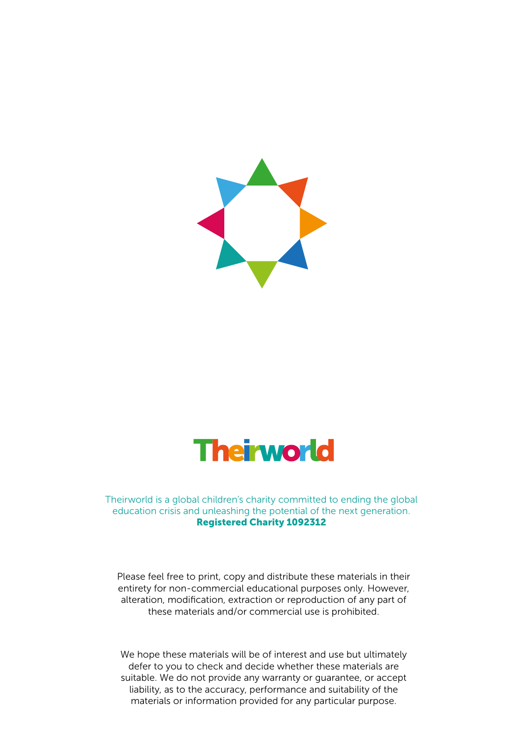Theirworld

Theirworld is a global children's charity committed to ending the global education crisis and unleashing the potential of the next generation.
**Registered Charity 1092312**

Please feel free to print, copy and distribute these materials in their entirety for non-commercial educational purposes only. However, alteration, modification, extraction or reproduction of any part of these materials and/or commercial use is prohibited.

We hope these materials will be of interest and use but ultimately defer to you to check and decide whether these materials are suitable. We do not provide any warranty or guarantee, or accept liability, as to the accuracy, performance and suitability of the materials or information provided for any particular purpose.